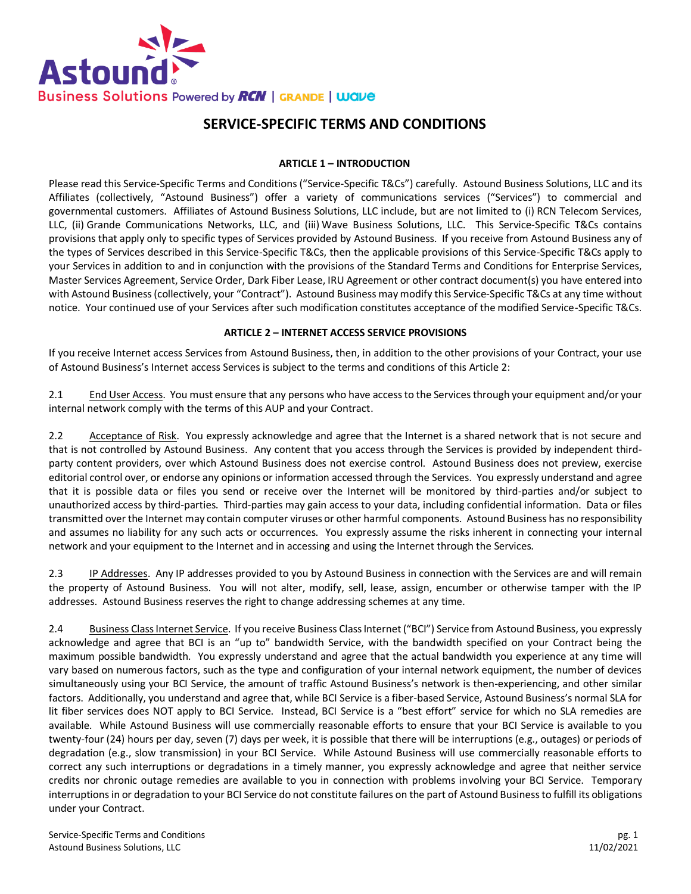# SERVICE-SPECIFIC TERMS AND CONDITIONS

## ARTICLE 1 – INTRODUCTION

Please read this Service-Specific Terms and Conditions ("Service-Specific T&Cs") carefully. Astound Business Solutions, LLC and its Affiliates (collectively, "Astound Business") offer a variety of communications services ("Services") to commercial and governmental customers. Affiliates of Astound Business Solutions, LLC include, but are not limited to (i) RCN Telecom Services, LLC, (ii) Grande Communications Networks, LLC, and (iii) Wave Business Solutions, LLC. This Service-Specific T&Cs contains provisions that apply only to specific types of Services provided by Astound Business. If you receive from Astound Business any of the types of Services described in this Service-Specific T&Cs, then the applicable provisions of this Service-Specific T&Cs apply to your Services in addition to and in conjunction with the provisions of the Standard Terms and Conditions for Enterprise Services, Master Services Agreement, Service Order, Dark Fiber Lease, IRU Agreement or other contract document(s) you have entered into with Astound Business (collectively, your "Contract"). Astound Business may modify this Service-Specific T&Cs at any time without notice. Your continued use of your Services after such modification constitutes acceptance of the modified Service-Specific T&Cs.

## ARTICLE 2 – INTERNET ACCESS SERVICE PROVISIONS

If you receive Internet access Services from Astound Business, then, in addition to the other provisions of your Contract, your use of Astound Business's Internet access Services is subject to the terms and conditions of this Article 2:

2.1 End User Access. You must ensure that any persons who have access to the Services through your equipment and/or your internal network comply with the terms of this AUP and your Contract.

2.2 Acceptance of Risk. You expressly acknowledge and agree that the Internet is a shared network that is not secure and that is not controlled by Astound Business. Any content that you access through the Services is provided by independent third-party content providers, over which Astound Business does not exercise control. Astound Business does not preview, exercise editorial control over, or endorse any opinions or information accessed through the Services. You expressly understand and agree that it is possible data or files you send or receive over the Internet will be monitored by third-parties and/or subject to unauthorized access by third-parties. Third-parties may gain access to your data, including confidential information. Data or files transmitted over the Internet may contain computer viruses or other harmful components. Astound Business has no responsibility and assumes no liability for any such acts or occurrences. You expressly assume the risks inherent in connecting your internal network and your equipment to the Internet and in accessing and using the Internet through the Services.

2.3 IP Addresses. Any IP addresses provided to you by Astound Business in connection with the Services are and will remain the property of Astound Business. You will not alter, modify, sell, lease, assign, encumber or otherwise tamper with the IP addresses. Astound Business reserves the right to change addressing schemes at any time.

2.4 Business Class Internet Service. If you receive Business Class Internet ("BCI") Service from Astound Business, you expressly acknowledge and agree that BCI is an "up to" bandwidth Service, with the bandwidth specified on your Contract being the maximum possible bandwidth. You expressly understand and agree that the actual bandwidth you experience at any time will vary based on numerous factors, such as the type and configuration of your internal network equipment, the number of devices simultaneously using your BCI Service, the amount of traffic Astound Business's network is then-experiencing, and other similar factors. Additionally, you understand and agree that, while BCI Service is a fiber-based Service, Astound Business's normal SLA for lit fiber services does NOT apply to BCI Service. Instead, BCI Service is a "best effort" service for which no SLA remedies are available. While Astound Business will use commercially reasonable efforts to ensure that your BCI Service is available to you twenty-four (24) hours per day, seven (7) days per week, it is possible that there will be interruptions (e.g., outages) or periods of degradation (e.g., slow transmission) in your BCI Service. While Astound Business will use commercially reasonable efforts to correct any such interruptions or degradations in a timely manner, you expressly acknowledge and agree that neither service credits nor chronic outage remedies are available to you in connection with problems involving your BCI Service. Temporary interruptions in or degradation to your BCI Service do not constitute failures on the part of Astound Business to fulfill its obligations under your Contract.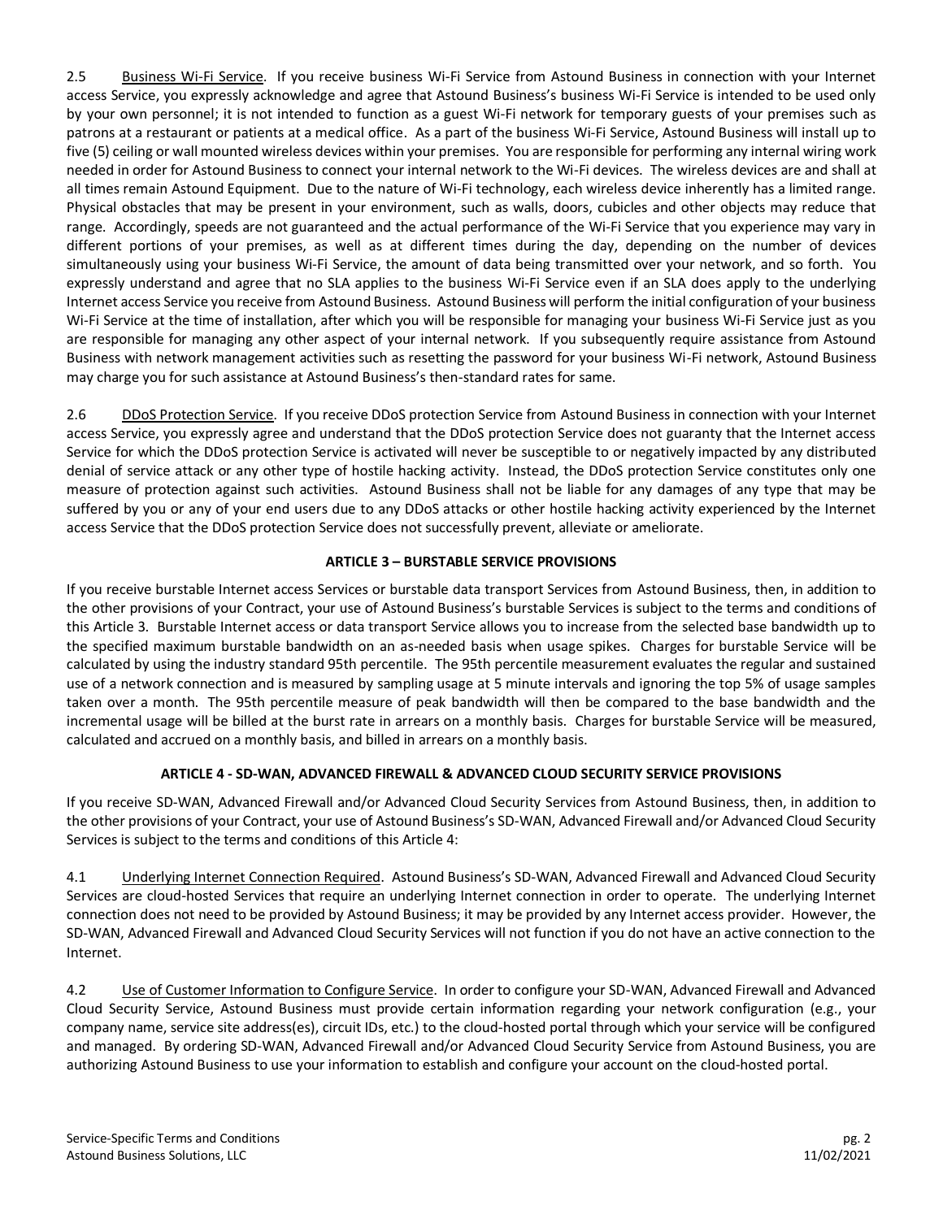2.5 Business Wi-Fi Service. If you receive business Wi-Fi Service from Astound Business in connection with your Internet access Service, you expressly acknowledge and agree that Astound Business's business Wi-Fi Service is intended to be used only by your own personnel; it is not intended to function as a guest Wi-Fi network for temporary guests of your premises such as patrons at a restaurant or patients at a medical office. As a part of the business Wi-Fi Service, Astound Business will install up to five (5) ceiling or wall mounted wireless devices within your premises. You are responsible for performing any internal wiring work needed in order for Astound Business to connect your internal network to the Wi-Fi devices. The wireless devices are and shall at all times remain Astound Equipment. Due to the nature of Wi-Fi technology, each wireless device inherently has a limited range. Physical obstacles that may be present in your environment, such as walls, doors, cubicles and other objects may reduce that range. Accordingly, speeds are not guaranteed and the actual performance of the Wi-Fi Service that you experience may vary in different portions of your premises, as well as at different times during the day, depending on the number of devices simultaneously using your business Wi-Fi Service, the amount of data being transmitted over your network, and so forth. You expressly understand and agree that no SLA applies to the business Wi-Fi Service even if an SLA does apply to the underlying Internet access Service you receive from Astound Business. Astound Business will perform the initial configuration of your business Wi-Fi Service at the time of installation, after which you will be responsible for managing your business Wi-Fi Service just as you are responsible for managing any other aspect of your internal network. If you subsequently require assistance from Astound Business with network management activities such as resetting the password for your business Wi-Fi network, Astound Business may charge you for such assistance at Astound Business's then-standard rates for same.

2.6 DDoS Protection Service. If you receive DDoS protection Service from Astound Business in connection with your Internet access Service, you expressly agree and understand that the DDoS protection Service does not guaranty that the Internet access Service for which the DDoS protection Service is activated will never be susceptible to or negatively impacted by any distributed denial of service attack or any other type of hostile hacking activity. Instead, the DDoS protection Service constitutes only one measure of protection against such activities. Astound Business shall not be liable for any damages of any type that may be suffered by you or any of your end users due to any DDoS attacks or other hostile hacking activity experienced by the Internet access Service that the DDoS protection Service does not successfully prevent, alleviate or ameliorate.

## ARTICLE 3 – BURSTABLE SERVICE PROVISIONS

If you receive burstable Internet access Services or burstable data transport Services from Astound Business, then, in addition to the other provisions of your Contract, your use of Astound Business's burstable Services is subject to the terms and conditions of this Article 3. Burstable Internet access or data transport Service allows you to increase from the selected base bandwidth up to the specified maximum burstable bandwidth on an as-needed basis when usage spikes. Charges for burstable Service will be calculated by using the industry standard 95th percentile. The 95th percentile measurement evaluates the regular and sustained use of a network connection and is measured by sampling usage at 5 minute intervals and ignoring the top 5% of usage samples taken over a month. The 95th percentile measure of peak bandwidth will then be compared to the base bandwidth and the incremental usage will be billed at the burst rate in arrears on a monthly basis. Charges for burstable Service will be measured, calculated and accrued on a monthly basis, and billed in arrears on a monthly basis.

## ARTICLE 4 - SD-WAN, ADVANCED FIREWALL & ADVANCED CLOUD SECURITY SERVICE PROVISIONS

If you receive SD-WAN, Advanced Firewall and/or Advanced Cloud Security Services from Astound Business, then, in addition to the other provisions of your Contract, your use of Astound Business's SD-WAN, Advanced Firewall and/or Advanced Cloud Security Services is subject to the terms and conditions of this Article 4:

4.1 Underlying Internet Connection Required. Astound Business's SD-WAN, Advanced Firewall and Advanced Cloud Security Services are cloud-hosted Services that require an underlying Internet connection in order to operate. The underlying Internet connection does not need to be provided by Astound Business; it may be provided by any Internet access provider. However, the SD-WAN, Advanced Firewall and Advanced Cloud Security Services will not function if you do not have an active connection to the Internet.

4.2 Use of Customer Information to Configure Service. In order to configure your SD-WAN, Advanced Firewall and Advanced Cloud Security Service, Astound Business must provide certain information regarding your network configuration (e.g., your company name, service site address(es), circuit IDs, etc.) to the cloud-hosted portal through which your service will be configured and managed. By ordering SD-WAN, Advanced Firewall and/or Advanced Cloud Security Service from Astound Business, you are authorizing Astound Business to use your information to establish and configure your account on the cloud-hosted portal.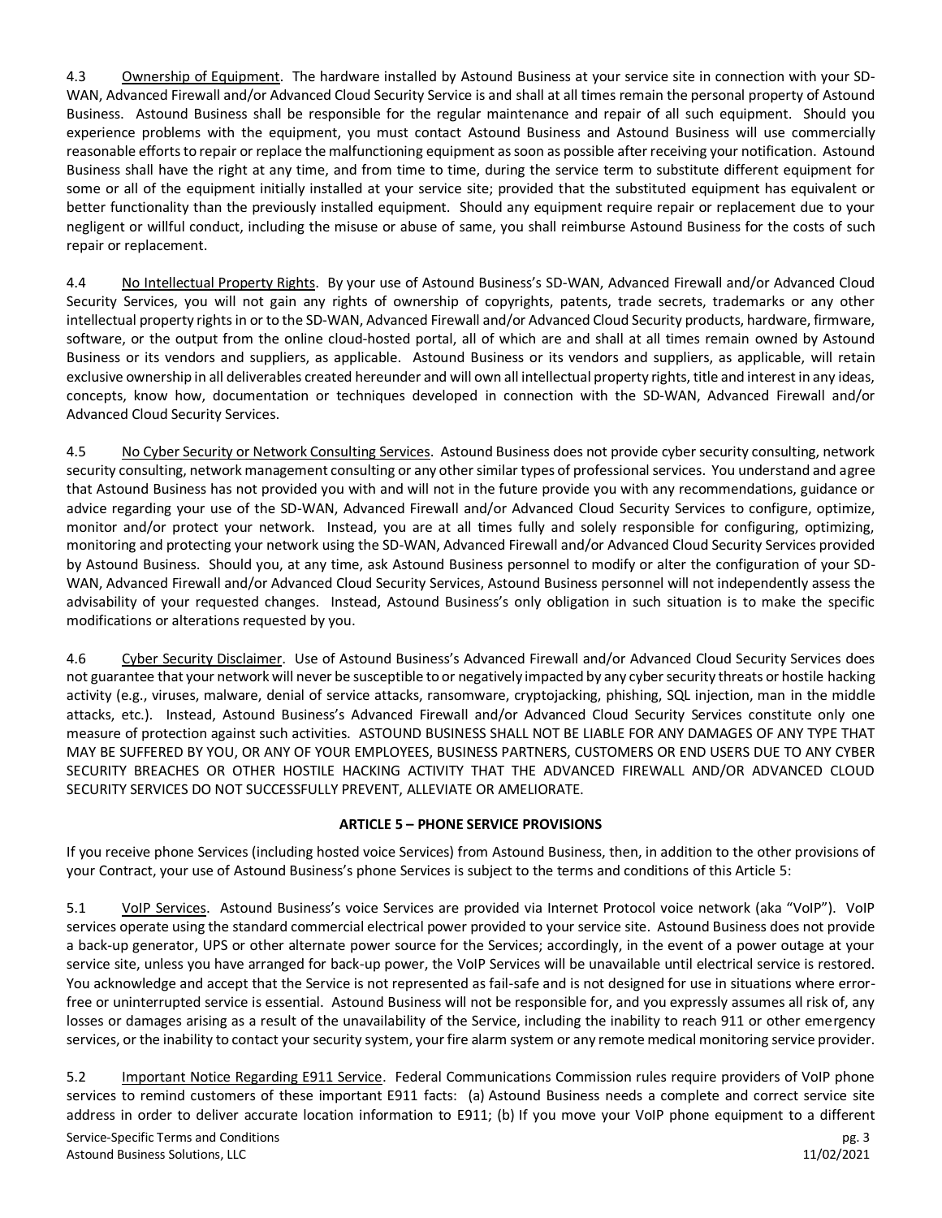4.3 Ownership of Equipment. The hardware installed by Astound Business at your service site in connection with your SD-WAN, Advanced Firewall and/or Advanced Cloud Security Service is and shall at all times remain the personal property of Astound Business. Astound Business shall be responsible for the regular maintenance and repair of all such equipment. Should you experience problems with the equipment, you must contact Astound Business and Astound Business will use commercially reasonable efforts to repair or replace the malfunctioning equipment as soon as possible after receiving your notification. Astound Business shall have the right at any time, and from time to time, during the service term to substitute different equipment for some or all of the equipment initially installed at your service site; provided that the substituted equipment has equivalent or better functionality than the previously installed equipment. Should any equipment require repair or replacement due to your negligent or willful conduct, including the misuse or abuse of same, you shall reimburse Astound Business for the costs of such repair or replacement.

4.4 No Intellectual Property Rights. By your use of Astound Business's SD-WAN, Advanced Firewall and/or Advanced Cloud Security Services, you will not gain any rights of ownership of copyrights, patents, trade secrets, trademarks or any other intellectual property rights in or to the SD-WAN, Advanced Firewall and/or Advanced Cloud Security products, hardware, firmware, software, or the output from the online cloud-hosted portal, all of which are and shall at all times remain owned by Astound Business or its vendors and suppliers, as applicable. Astound Business or its vendors and suppliers, as applicable, will retain exclusive ownership in all deliverables created hereunder and will own all intellectual property rights, title and interest in any ideas, concepts, know how, documentation or techniques developed in connection with the SD-WAN, Advanced Firewall and/or Advanced Cloud Security Services.

4.5 No Cyber Security or Network Consulting Services. Astound Business does not provide cyber security consulting, network security consulting, network management consulting or any other similar types of professional services. You understand and agree that Astound Business has not provided you with and will not in the future provide you with any recommendations, guidance or advice regarding your use of the SD-WAN, Advanced Firewall and/or Advanced Cloud Security Services to configure, optimize, monitor and/or protect your network. Instead, you are at all times fully and solely responsible for configuring, optimizing, monitoring and protecting your network using the SD-WAN, Advanced Firewall and/or Advanced Cloud Security Services provided by Astound Business. Should you, at any time, ask Astound Business personnel to modify or alter the configuration of your SD-WAN, Advanced Firewall and/or Advanced Cloud Security Services, Astound Business personnel will not independently assess the advisability of your requested changes. Instead, Astound Business's only obligation in such situation is to make the specific modifications or alterations requested by you.

4.6 Cyber Security Disclaimer. Use of Astound Business's Advanced Firewall and/or Advanced Cloud Security Services does not guarantee that your network will never be susceptible to or negatively impacted by any cyber security threats or hostile hacking activity (e.g., viruses, malware, denial of service attacks, ransomware, cryptojacking, phishing, SQL injection, man in the middle attacks, etc.). Instead, Astound Business's Advanced Firewall and/or Advanced Cloud Security Services constitute only one measure of protection against such activities. ASTOUND BUSINESS SHALL NOT BE LIABLE FOR ANY DAMAGES OF ANY TYPE THAT MAY BE SUFFERED BY YOU, OR ANY OF YOUR EMPLOYEES, BUSINESS PARTNERS, CUSTOMERS OR END USERS DUE TO ANY CYBER SECURITY BREACHES OR OTHER HOSTILE HACKING ACTIVITY THAT THE ADVANCED FIREWALL AND/OR ADVANCED CLOUD SECURITY SERVICES DO NOT SUCCESSFULLY PREVENT, ALLEVIATE OR AMELIORATE.

## ARTICLE 5 – PHONE SERVICE PROVISIONS

If you receive phone Services (including hosted voice Services) from Astound Business, then, in addition to the other provisions of your Contract, your use of Astound Business's phone Services is subject to the terms and conditions of this Article 5:

5.1 VoIP Services. Astound Business's voice Services are provided via Internet Protocol voice network (aka "VoIP"). VoIP services operate using the standard commercial electrical power provided to your service site. Astound Business does not provide a back-up generator, UPS or other alternate power source for the Services; accordingly, in the event of a power outage at your service site, unless you have arranged for back-up power, the VoIP Services will be unavailable until electrical service is restored. You acknowledge and accept that the Service is not represented as fail-safe and is not designed for use in situations where error-free or uninterrupted service is essential. Astound Business will not be responsible for, and you expressly assumes all risk of, any losses or damages arising as a result of the unavailability of the Service, including the inability to reach 911 or other emergency services, or the inability to contact your security system, your fire alarm system or any remote medical monitoring service provider.

5.2 Important Notice Regarding E911 Service. Federal Communications Commission rules require providers of VoIP phone services to remind customers of these important E911 facts: (a) Astound Business needs a complete and correct service site address in order to deliver accurate location information to E911; (b) If you move your VoIP phone equipment to a different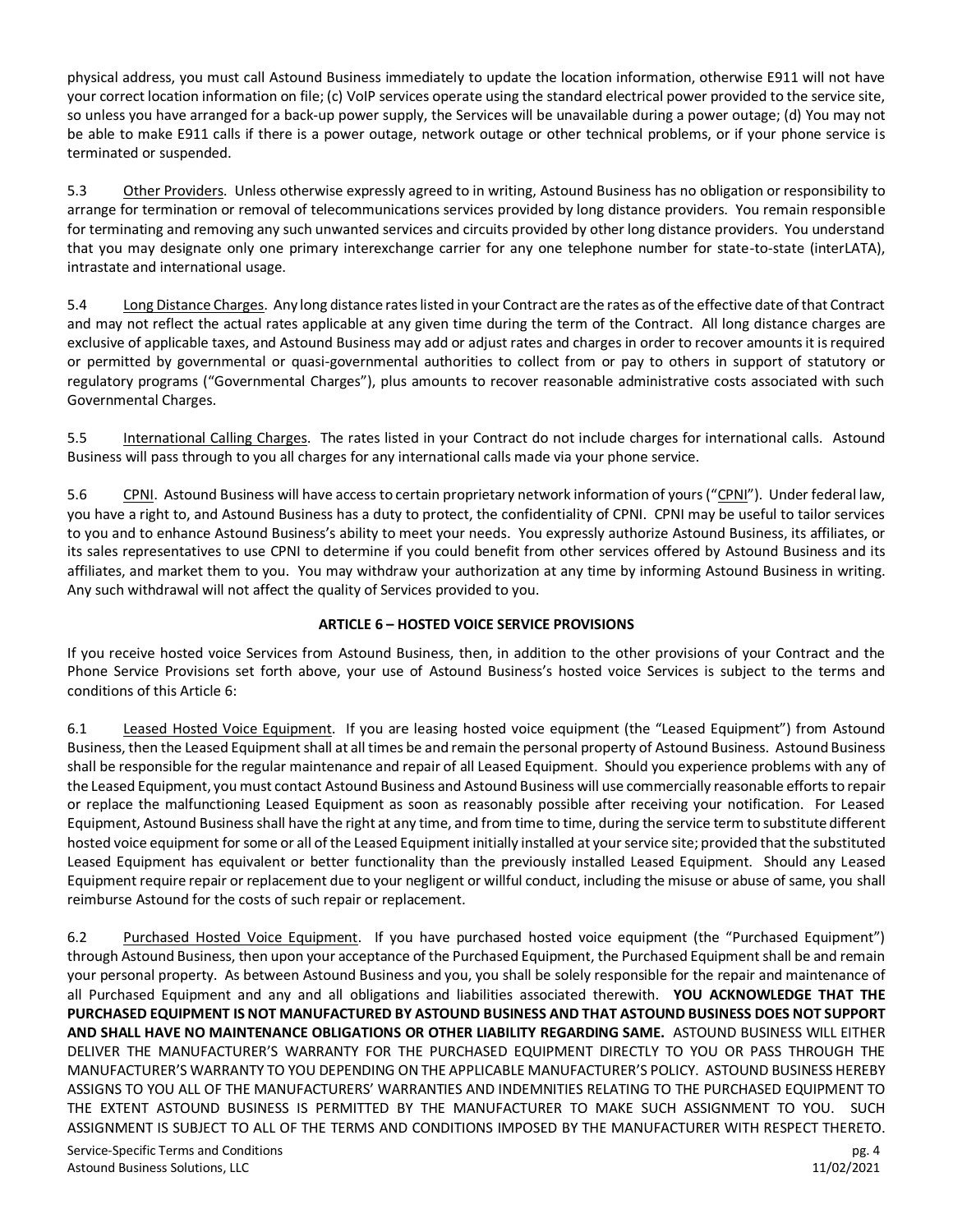physical address, you must call Astound Business immediately to update the location information, otherwise E911 will not have your correct location information on file; (c) VoIP services operate using the standard electrical power provided to the service site, so unless you have arranged for a back-up power supply, the Services will be unavailable during a power outage; (d) You may not be able to make E911 calls if there is a power outage, network outage or other technical problems, or if your phone service is terminated or suspended.

5.3 Other Providers. Unless otherwise expressly agreed to in writing, Astound Business has no obligation or responsibility to arrange for termination or removal of telecommunications services provided by long distance providers. You remain responsible for terminating and removing any such unwanted services and circuits provided by other long distance providers. You understand that you may designate only one primary interexchange carrier for any one telephone number for state-to-state (interLATA), intrastate and international usage.

5.4 Long Distance Charges. Any long distance rates listed in your Contract are the rates as of the effective date of that Contract and may not reflect the actual rates applicable at any given time during the term of the Contract. All long distance charges are exclusive of applicable taxes, and Astound Business may add or adjust rates and charges in order to recover amounts it is required or permitted by governmental or quasi-governmental authorities to collect from or pay to others in support of statutory or regulatory programs ("Governmental Charges"), plus amounts to recover reasonable administrative costs associated with such Governmental Charges.

5.5 International Calling Charges. The rates listed in your Contract do not include charges for international calls. Astound Business will pass through to you all charges for any international calls made via your phone service.

5.6 CPNI. Astound Business will have access to certain proprietary network information of yours ("CPNI"). Under federal law, you have a right to, and Astound Business has a duty to protect, the confidentiality of CPNI. CPNI may be useful to tailor services to you and to enhance Astound Business's ability to meet your needs. You expressly authorize Astound Business, its affiliates, or its sales representatives to use CPNI to determine if you could benefit from other services offered by Astound Business and its affiliates, and market them to you. You may withdraw your authorization at any time by informing Astound Business in writing. Any such withdrawal will not affect the quality of Services provided to you.

## ARTICLE 6 – HOSTED VOICE SERVICE PROVISIONS

If you receive hosted voice Services from Astound Business, then, in addition to the other provisions of your Contract and the Phone Service Provisions set forth above, your use of Astound Business's hosted voice Services is subject to the terms and conditions of this Article 6:

6.1 Leased Hosted Voice Equipment. If you are leasing hosted voice equipment (the "Leased Equipment") from Astound Business, then the Leased Equipment shall at all times be and remain the personal property of Astound Business. Astound Business shall be responsible for the regular maintenance and repair of all Leased Equipment. Should you experience problems with any of the Leased Equipment, you must contact Astound Business and Astound Business will use commercially reasonable efforts to repair or replace the malfunctioning Leased Equipment as soon as reasonably possible after receiving your notification. For Leased Equipment, Astound Business shall have the right at any time, and from time to time, during the service term to substitute different hosted voice equipment for some or all of the Leased Equipment initially installed at your service site; provided that the substituted Leased Equipment has equivalent or better functionality than the previously installed Leased Equipment. Should any Leased Equipment require repair or replacement due to your negligent or willful conduct, including the misuse or abuse of same, you shall reimburse Astound for the costs of such repair or replacement.

6.2 Purchased Hosted Voice Equipment. If you have purchased hosted voice equipment (the "Purchased Equipment") through Astound Business, then upon your acceptance of the Purchased Equipment, the Purchased Equipment shall be and remain your personal property. As between Astound Business and you, you shall be solely responsible for the repair and maintenance of all Purchased Equipment and any and all obligations and liabilities associated therewith. **YOU ACKNOWLEDGE THAT THE PURCHASED EQUIPMENT IS NOT MANUFACTURED BY ASTOUND BUSINESS AND THAT ASTOUND BUSINESS DOES NOT SUPPORT AND SHALL HAVE NO MAINTENANCE OBLIGATIONS OR OTHER LIABILITY REGARDING SAME.** ASTOUND BUSINESS WILL EITHER DELIVER THE MANUFACTURER'S WARRANTY FOR THE PURCHASED EQUIPMENT DIRECTLY TO YOU OR PASS THROUGH THE MANUFACTURER'S WARRANTY TO YOU DEPENDING ON THE APPLICABLE MANUFACTURER'S POLICY. ASTOUND BUSINESS HEREBY ASSIGNS TO YOU ALL OF THE MANUFACTURERS' WARRANTIES AND INDEMNITIES RELATING TO THE PURCHASED EQUIPMENT TO THE EXTENT ASTOUND BUSINESS IS PERMITTED BY THE MANUFACTURER TO MAKE SUCH ASSIGNMENT TO YOU. SUCH ASSIGNMENT IS SUBJECT TO ALL OF THE TERMS AND CONDITIONS IMPOSED BY THE MANUFACTURER WITH RESPECT THERETO.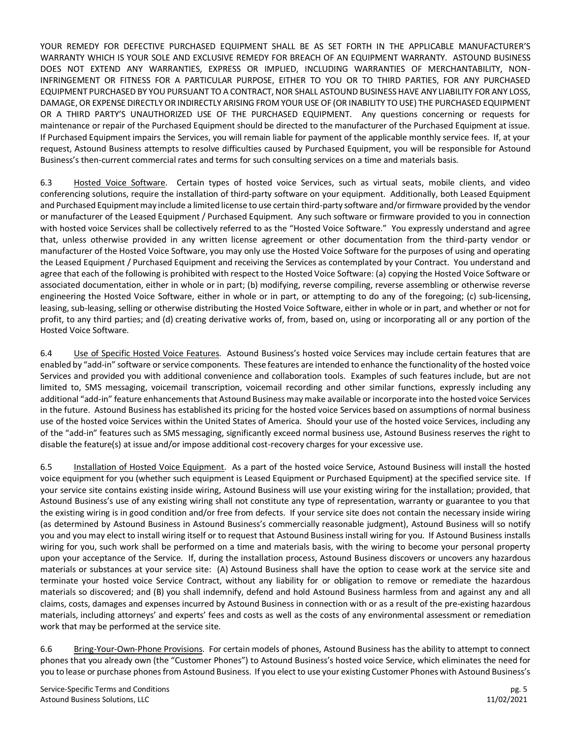YOUR REMEDY FOR DEFECTIVE PURCHASED EQUIPMENT SHALL BE AS SET FORTH IN THE APPLICABLE MANUFACTURER'S WARRANTY WHICH IS YOUR SOLE AND EXCLUSIVE REMEDY FOR BREACH OF AN EQUIPMENT WARRANTY. ASTOUND BUSINESS DOES NOT EXTEND ANY WARRANTIES, EXPRESS OR IMPLIED, INCLUDING WARRANTIES OF MERCHANTABILITY, NON-INFRINGEMENT OR FITNESS FOR A PARTICULAR PURPOSE, EITHER TO YOU OR TO THIRD PARTIES, FOR ANY PURCHASED EQUIPMENT PURCHASED BY YOU PURSUANT TO A CONTRACT, NOR SHALL ASTOUND BUSINESS HAVE ANY LIABILITY FOR ANY LOSS, DAMAGE, OR EXPENSE DIRECTLY OR INDIRECTLY ARISING FROM YOUR USE OF (OR INABILITY TO USE) THE PURCHASED EQUIPMENT OR A THIRD PARTY'S UNAUTHORIZED USE OF THE PURCHASED EQUIPMENT. Any questions concerning or requests for maintenance or repair of the Purchased Equipment should be directed to the manufacturer of the Purchased Equipment at issue. If Purchased Equipment impairs the Services, you will remain liable for payment of the applicable monthly service fees. If, at your request, Astound Business attempts to resolve difficulties caused by Purchased Equipment, you will be responsible for Astound Business's then-current commercial rates and terms for such consulting services on a time and materials basis.

6.3 Hosted Voice Software. Certain types of hosted voice Services, such as virtual seats, mobile clients, and video conferencing solutions, require the installation of third-party software on your equipment. Additionally, both Leased Equipment and Purchased Equipment may include a limited license to use certain third-party software and/or firmware provided by the vendor or manufacturer of the Leased Equipment / Purchased Equipment. Any such software or firmware provided to you in connection with hosted voice Services shall be collectively referred to as the "Hosted Voice Software." You expressly understand and agree that, unless otherwise provided in any written license agreement or other documentation from the third-party vendor or manufacturer of the Hosted Voice Software, you may only use the Hosted Voice Software for the purposes of using and operating the Leased Equipment / Purchased Equipment and receiving the Services as contemplated by your Contract. You understand and agree that each of the following is prohibited with respect to the Hosted Voice Software: (a) copying the Hosted Voice Software or associated documentation, either in whole or in part; (b) modifying, reverse compiling, reverse assembling or otherwise reverse engineering the Hosted Voice Software, either in whole or in part, or attempting to do any of the foregoing; (c) sub-licensing, leasing, sub-leasing, selling or otherwise distributing the Hosted Voice Software, either in whole or in part, and whether or not for profit, to any third parties; and (d) creating derivative works of, from, based on, using or incorporating all or any portion of the Hosted Voice Software.

6.4 Use of Specific Hosted Voice Features. Astound Business's hosted voice Services may include certain features that are enabled by "add-in" software or service components. These features are intended to enhance the functionality of the hosted voice Services and provided you with additional convenience and collaboration tools. Examples of such features include, but are not limited to, SMS messaging, voicemail transcription, voicemail recording and other similar functions, expressly including any additional "add-in" feature enhancements that Astound Business may make available or incorporate into the hosted voice Services in the future. Astound Business has established its pricing for the hosted voice Services based on assumptions of normal business use of the hosted voice Services within the United States of America. Should your use of the hosted voice Services, including any of the "add-in" features such as SMS messaging, significantly exceed normal business use, Astound Business reserves the right to disable the feature(s) at issue and/or impose additional cost-recovery charges for your excessive use.

6.5 Installation of Hosted Voice Equipment. As a part of the hosted voice Service, Astound Business will install the hosted voice equipment for you (whether such equipment is Leased Equipment or Purchased Equipment) at the specified service site. If your service site contains existing inside wiring, Astound Business will use your existing wiring for the installation; provided, that Astound Business's use of any existing wiring shall not constitute any type of representation, warranty or guarantee to you that the existing wiring is in good condition and/or free from defects. If your service site does not contain the necessary inside wiring (as determined by Astound Business in Astound Business's commercially reasonable judgment), Astound Business will so notify you and you may elect to install wiring itself or to request that Astound Business install wiring for you. If Astound Business installs wiring for you, such work shall be performed on a time and materials basis, with the wiring to become your personal property upon your acceptance of the Service. If, during the installation process, Astound Business discovers or uncovers any hazardous materials or substances at your service site: (A) Astound Business shall have the option to cease work at the service site and terminate your hosted voice Service Contract, without any liability for or obligation to remove or remediate the hazardous materials so discovered; and (B) you shall indemnify, defend and hold Astound Business harmless from and against any and all claims, costs, damages and expenses incurred by Astound Business in connection with or as a result of the pre-existing hazardous materials, including attorneys' and experts' fees and costs as well as the costs of any environmental assessment or remediation work that may be performed at the service site.

6.6 Bring-Your-Own-Phone Provisions. For certain models of phones, Astound Business has the ability to attempt to connect phones that you already own (the "Customer Phones") to Astound Business's hosted voice Service, which eliminates the need for you to lease or purchase phones from Astound Business. If you elect to use your existing Customer Phones with Astound Business's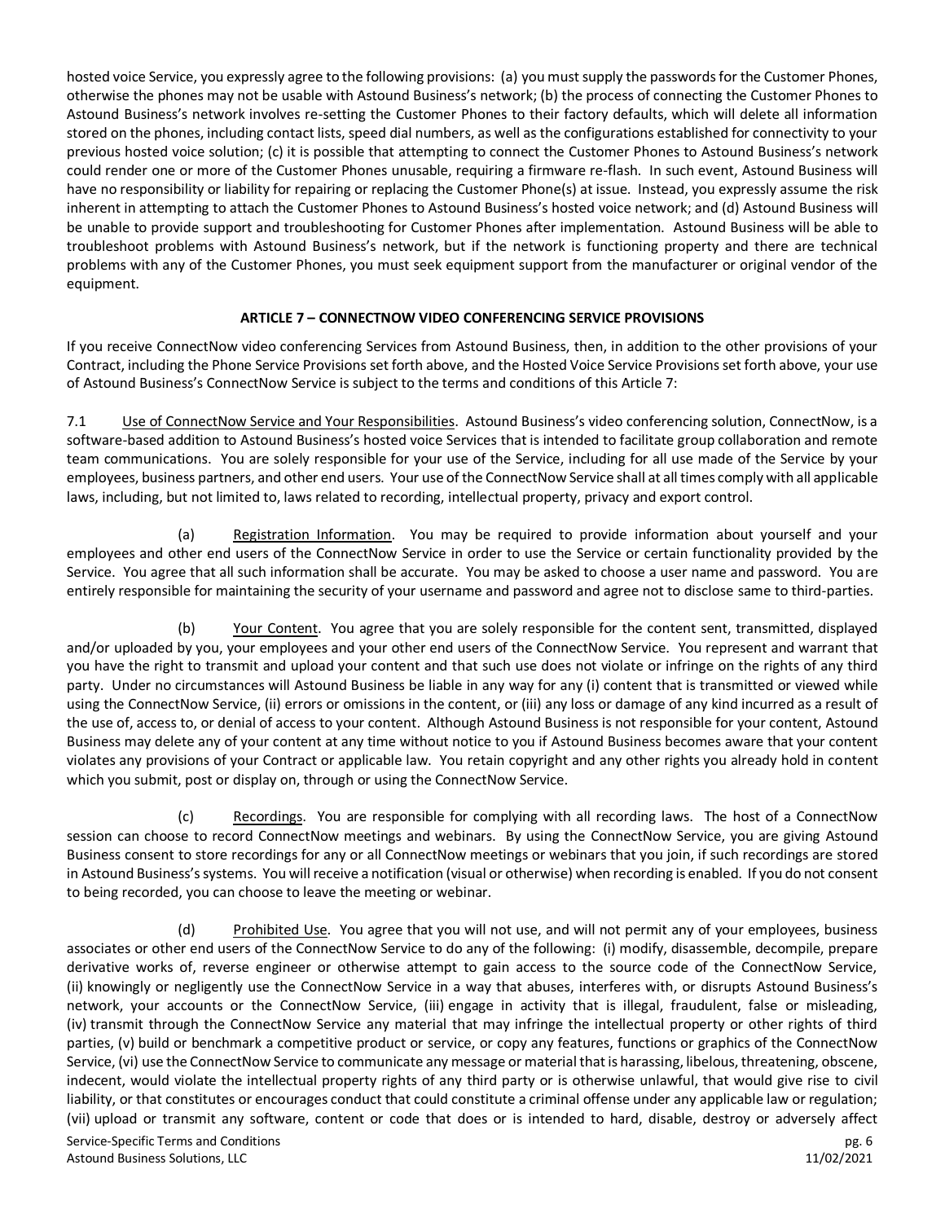hosted voice Service, you expressly agree to the following provisions: (a) you must supply the passwords for the Customer Phones, otherwise the phones may not be usable with Astound Business's network; (b) the process of connecting the Customer Phones to Astound Business's network involves re-setting the Customer Phones to their factory defaults, which will delete all information stored on the phones, including contact lists, speed dial numbers, as well as the configurations established for connectivity to your previous hosted voice solution; (c) it is possible that attempting to connect the Customer Phones to Astound Business's network could render one or more of the Customer Phones unusable, requiring a firmware re-flash. In such event, Astound Business will have no responsibility or liability for repairing or replacing the Customer Phone(s) at issue. Instead, you expressly assume the risk inherent in attempting to attach the Customer Phones to Astound Business's hosted voice network; and (d) Astound Business will be unable to provide support and troubleshooting for Customer Phones after implementation. Astound Business will be able to troubleshoot problems with Astound Business's network, but if the network is functioning property and there are technical problems with any of the Customer Phones, you must seek equipment support from the manufacturer or original vendor of the equipment.

## ARTICLE 7 – CONNECTNOW VIDEO CONFERENCING SERVICE PROVISIONS

If you receive ConnectNow video conferencing Services from Astound Business, then, in addition to the other provisions of your Contract, including the Phone Service Provisions set forth above, and the Hosted Voice Service Provisions set forth above, your use of Astound Business's ConnectNow Service is subject to the terms and conditions of this Article 7:

7.1 Use of ConnectNow Service and Your Responsibilities. Astound Business's video conferencing solution, ConnectNow, is a software-based addition to Astound Business's hosted voice Services that is intended to facilitate group collaboration and remote team communications. You are solely responsible for your use of the Service, including for all use made of the Service by your employees, business partners, and other end users. Your use of the ConnectNow Service shall at all times comply with all applicable laws, including, but not limited to, laws related to recording, intellectual property, privacy and export control.

(a) Registration Information. You may be required to provide information about yourself and your employees and other end users of the ConnectNow Service in order to use the Service or certain functionality provided by the Service. You agree that all such information shall be accurate. You may be asked to choose a user name and password. You are entirely responsible for maintaining the security of your username and password and agree not to disclose same to third-parties.

(b) Your Content. You agree that you are solely responsible for the content sent, transmitted, displayed and/or uploaded by you, your employees and your other end users of the ConnectNow Service. You represent and warrant that you have the right to transmit and upload your content and that such use does not violate or infringe on the rights of any third party. Under no circumstances will Astound Business be liable in any way for any (i) content that is transmitted or viewed while using the ConnectNow Service, (ii) errors or omissions in the content, or (iii) any loss or damage of any kind incurred as a result of the use of, access to, or denial of access to your content. Although Astound Business is not responsible for your content, Astound Business may delete any of your content at any time without notice to you if Astound Business becomes aware that your content violates any provisions of your Contract or applicable law. You retain copyright and any other rights you already hold in content which you submit, post or display on, through or using the ConnectNow Service.

(c) Recordings. You are responsible for complying with all recording laws. The host of a ConnectNow session can choose to record ConnectNow meetings and webinars. By using the ConnectNow Service, you are giving Astound Business consent to store recordings for any or all ConnectNow meetings or webinars that you join, if such recordings are stored in Astound Business's systems. You will receive a notification (visual or otherwise) when recording is enabled. If you do not consent to being recorded, you can choose to leave the meeting or webinar.

(d) Prohibited Use. You agree that you will not use, and will not permit any of your employees, business associates or other end users of the ConnectNow Service to do any of the following: (i) modify, disassemble, decompile, prepare derivative works of, reverse engineer or otherwise attempt to gain access to the source code of the ConnectNow Service, (ii) knowingly or negligently use the ConnectNow Service in a way that abuses, interferes with, or disrupts Astound Business's network, your accounts or the ConnectNow Service, (iii) engage in activity that is illegal, fraudulent, false or misleading, (iv) transmit through the ConnectNow Service any material that may infringe the intellectual property or other rights of third parties, (v) build or benchmark a competitive product or service, or copy any features, functions or graphics of the ConnectNow Service, (vi) use the ConnectNow Service to communicate any message or material that is harassing, libelous, threatening, obscene, indecent, would violate the intellectual property rights of any third party or is otherwise unlawful, that would give rise to civil liability, or that constitutes or encourages conduct that could constitute a criminal offense under any applicable law or regulation; (vii) upload or transmit any software, content or code that does or is intended to hard, disable, destroy or adversely affect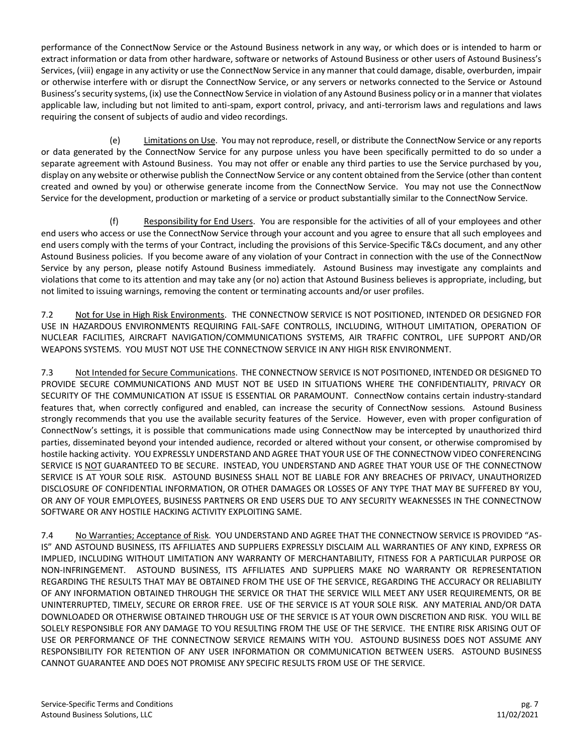performance of the ConnectNow Service or the Astound Business network in any way, or which does or is intended to harm or extract information or data from other hardware, software or networks of Astound Business or other users of Astound Business's Services, (viii) engage in any activity or use the ConnectNow Service in any manner that could damage, disable, overburden, impair or otherwise interfere with or disrupt the ConnectNow Service, or any servers or networks connected to the Service or Astound Business's security systems, (ix) use the ConnectNow Service in violation of any Astound Business policy or in a manner that violates applicable law, including but not limited to anti-spam, export control, privacy, and anti-terrorism laws and regulations and laws requiring the consent of subjects of audio and video recordings.

(e) Limitations on Use. You may not reproduce, resell, or distribute the ConnectNow Service or any reports or data generated by the ConnectNow Service for any purpose unless you have been specifically permitted to do so under a separate agreement with Astound Business. You may not offer or enable any third parties to use the Service purchased by you, display on any website or otherwise publish the ConnectNow Service or any content obtained from the Service (other than content created and owned by you) or otherwise generate income from the ConnectNow Service. You may not use the ConnectNow Service for the development, production or marketing of a service or product substantially similar to the ConnectNow Service.

(f) Responsibility for End Users. You are responsible for the activities of all of your employees and other end users who access or use the ConnectNow Service through your account and you agree to ensure that all such employees and end users comply with the terms of your Contract, including the provisions of this Service-Specific T&Cs document, and any other Astound Business policies. If you become aware of any violation of your Contract in connection with the use of the ConnectNow Service by any person, please notify Astound Business immediately. Astound Business may investigate any complaints and violations that come to its attention and may take any (or no) action that Astound Business believes is appropriate, including, but not limited to issuing warnings, removing the content or terminating accounts and/or user profiles.

7.2 Not for Use in High Risk Environments. THE CONNECTNOW SERVICE IS NOT POSITIONED, INTENDED OR DESIGNED FOR USE IN HAZARDOUS ENVIRONMENTS REQUIRING FAIL-SAFE CONTROLLS, INCLUDING, WITHOUT LIMITATION, OPERATION OF NUCLEAR FACILITIES, AIRCRAFT NAVIGATION/COMMUNICATIONS SYSTEMS, AIR TRAFFIC CONTROL, LIFE SUPPORT AND/OR WEAPONS SYSTEMS. YOU MUST NOT USE THE CONNECTNOW SERVICE IN ANY HIGH RISK ENVIRONMENT.

7.3 Not Intended for Secure Communications. THE CONNECTNOW SERVICE IS NOT POSITIONED, INTENDED OR DESIGNED TO PROVIDE SECURE COMMUNICATIONS AND MUST NOT BE USED IN SITUATIONS WHERE THE CONFIDENTIALITY, PRIVACY OR SECURITY OF THE COMMUNICATION AT ISSUE IS ESSENTIAL OR PARAMOUNT. ConnectNow contains certain industry-standard features that, when correctly configured and enabled, can increase the security of ConnectNow sessions. Astound Business strongly recommends that you use the available security features of the Service. However, even with proper configuration of ConnectNow's settings, it is possible that communications made using ConnectNow may be intercepted by unauthorized third parties, disseminated beyond your intended audience, recorded or altered without your consent, or otherwise compromised by hostile hacking activity. YOU EXPRESSLY UNDERSTAND AND AGREE THAT YOUR USE OF THE CONNECTNOW VIDEO CONFERENCING SERVICE IS NOT GUARANTEED TO BE SECURE. INSTEAD, YOU UNDERSTAND AND AGREE THAT YOUR USE OF THE CONNECTNOW SERVICE IS AT YOUR SOLE RISK. ASTOUND BUSINESS SHALL NOT BE LIABLE FOR ANY BREACHES OF PRIVACY, UNAUTHORIZED DISCLOSURE OF CONFIDENTIAL INFORMATION, OR OTHER DAMAGES OR LOSSES OF ANY TYPE THAT MAY BE SUFFERED BY YOU, OR ANY OF YOUR EMPLOYEES, BUSINESS PARTNERS OR END USERS DUE TO ANY SECURITY WEAKNESSES IN THE CONNECTNOW SOFTWARE OR ANY HOSTILE HACKING ACTIVITY EXPLOITING SAME.

7.4 No Warranties; Acceptance of Risk. YOU UNDERSTAND AND AGREE THAT THE CONNECTNOW SERVICE IS PROVIDED "AS-IS" AND ASTOUND BUSINESS, ITS AFFILIATES AND SUPPLIERS EXPRESSLY DISCLAIM ALL WARRANTIES OF ANY KIND, EXPRESS OR IMPLIED, INCLUDING WITHOUT LIMITATION ANY WARRANTY OF MERCHANTABILITY, FITNESS FOR A PARTICULAR PURPOSE OR NON-INFRINGEMENT. ASTOUND BUSINESS, ITS AFFILIATES AND SUPPLIERS MAKE NO WARRANTY OR REPRESENTATION REGARDING THE RESULTS THAT MAY BE OBTAINED FROM THE USE OF THE SERVICE, REGARDING THE ACCURACY OR RELIABILITY OF ANY INFORMATION OBTAINED THROUGH THE SERVICE OR THAT THE SERVICE WILL MEET ANY USER REQUIREMENTS, OR BE UNINTERRUPTED, TIMELY, SECURE OR ERROR FREE. USE OF THE SERVICE IS AT YOUR SOLE RISK. ANY MATERIAL AND/OR DATA DOWNLOADED OR OTHERWISE OBTAINED THROUGH USE OF THE SERVICE IS AT YOUR OWN DISCRETION AND RISK. YOU WILL BE SOLELY RESPONSIBLE FOR ANY DAMAGE TO YOU RESULTING FROM THE USE OF THE SERVICE. THE ENTIRE RISK ARISING OUT OF USE OR PERFORMANCE OF THE CONNECTNOW SERVICE REMAINS WITH YOU. ASTOUND BUSINESS DOES NOT ASSUME ANY RESPONSIBILITY FOR RETENTION OF ANY USER INFORMATION OR COMMUNICATION BETWEEN USERS. ASTOUND BUSINESS CANNOT GUARANTEE AND DOES NOT PROMISE ANY SPECIFIC RESULTS FROM USE OF THE SERVICE.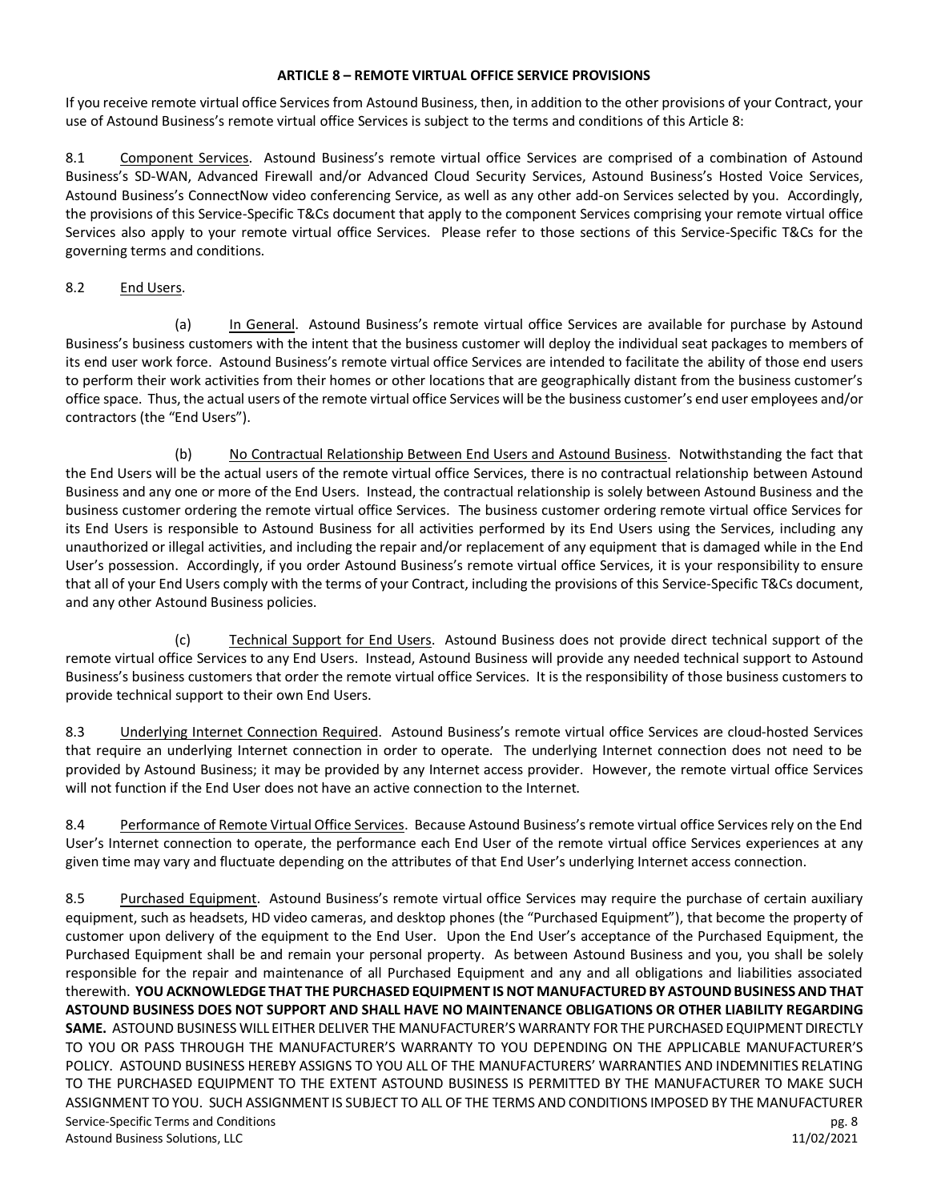**ARTICLE 8 – REMOTE VIRTUAL OFFICE SERVICE PROVISIONS**

If you receive remote virtual office Services from Astound Business, then, in addition to the other provisions of your Contract, your use of Astound Business's remote virtual office Services is subject to the terms and conditions of this Article 8:

8.1 Component Services. Astound Business's remote virtual office Services are comprised of a combination of Astound Business's SD-WAN, Advanced Firewall and/or Advanced Cloud Security Services, Astound Business's Hosted Voice Services, Astound Business's ConnectNow video conferencing Service, as well as any other add-on Services selected by you. Accordingly, the provisions of this Service-Specific T&Cs document that apply to the component Services comprising your remote virtual office Services also apply to your remote virtual office Services. Please refer to those sections of this Service-Specific T&Cs for the governing terms and conditions.

8.2 End Users.

(a) In General. Astound Business's remote virtual office Services are available for purchase by Astound Business's business customers with the intent that the business customer will deploy the individual seat packages to members of its end user work force. Astound Business's remote virtual office Services are intended to facilitate the ability of those end users to perform their work activities from their homes or other locations that are geographically distant from the business customer's office space. Thus, the actual users of the remote virtual office Services will be the business customer's end user employees and/or contractors (the "End Users").

(b) No Contractual Relationship Between End Users and Astound Business. Notwithstanding the fact that the End Users will be the actual users of the remote virtual office Services, there is no contractual relationship between Astound Business and any one or more of the End Users. Instead, the contractual relationship is solely between Astound Business and the business customer ordering the remote virtual office Services. The business customer ordering remote virtual office Services for its End Users is responsible to Astound Business for all activities performed by its End Users using the Services, including any unauthorized or illegal activities, and including the repair and/or replacement of any equipment that is damaged while in the End User's possession. Accordingly, if you order Astound Business's remote virtual office Services, it is your responsibility to ensure that all of your End Users comply with the terms of your Contract, including the provisions of this Service-Specific T&Cs document, and any other Astound Business policies.

(c) Technical Support for End Users. Astound Business does not provide direct technical support of the remote virtual office Services to any End Users. Instead, Astound Business will provide any needed technical support to Astound Business's business customers that order the remote virtual office Services. It is the responsibility of those business customers to provide technical support to their own End Users.

8.3 Underlying Internet Connection Required. Astound Business's remote virtual office Services are cloud-hosted Services that require an underlying Internet connection in order to operate. The underlying Internet connection does not need to be provided by Astound Business; it may be provided by any Internet access provider. However, the remote virtual office Services will not function if the End User does not have an active connection to the Internet.

8.4 Performance of Remote Virtual Office Services. Because Astound Business's remote virtual office Services rely on the End User's Internet connection to operate, the performance each End User of the remote virtual office Services experiences at any given time may vary and fluctuate depending on the attributes of that End User's underlying Internet access connection.

8.5 Purchased Equipment. Astound Business's remote virtual office Services may require the purchase of certain auxiliary equipment, such as headsets, HD video cameras, and desktop phones (the "Purchased Equipment"), that become the property of customer upon delivery of the equipment to the End User. Upon the End User's acceptance of the Purchased Equipment, the Purchased Equipment shall be and remain your personal property. As between Astound Business and you, you shall be solely responsible for the repair and maintenance of all Purchased Equipment and any and all obligations and liabilities associated therewith. **YOU ACKNOWLEDGE THAT THE PURCHASED EQUIPMENT IS NOT MANUFACTURED BY ASTOUND BUSINESS AND THAT ASTOUND BUSINESS DOES NOT SUPPORT AND SHALL HAVE NO MAINTENANCE OBLIGATIONS OR OTHER LIABILITY REGARDING SAME.** ASTOUND BUSINESS WILL EITHER DELIVER THE MANUFACTURER'S WARRANTY FOR THE PURCHASED EQUIPMENT DIRECTLY TO YOU OR PASS THROUGH THE MANUFACTURER'S WARRANTY TO YOU DEPENDING ON THE APPLICABLE MANUFACTURER'S POLICY. ASTOUND BUSINESS HEREBY ASSIGNS TO YOU ALL OF THE MANUFACTURERS' WARRANTIES AND INDEMNITIES RELATING TO THE PURCHASED EQUIPMENT TO THE EXTENT ASTOUND BUSINESS IS PERMITTED BY THE MANUFACTURER TO MAKE SUCH ASSIGNMENT TO YOU. SUCH ASSIGNMENT IS SUBJECT TO ALL OF THE TERMS AND CONDITIONS IMPOSED BY THE MANUFACTURER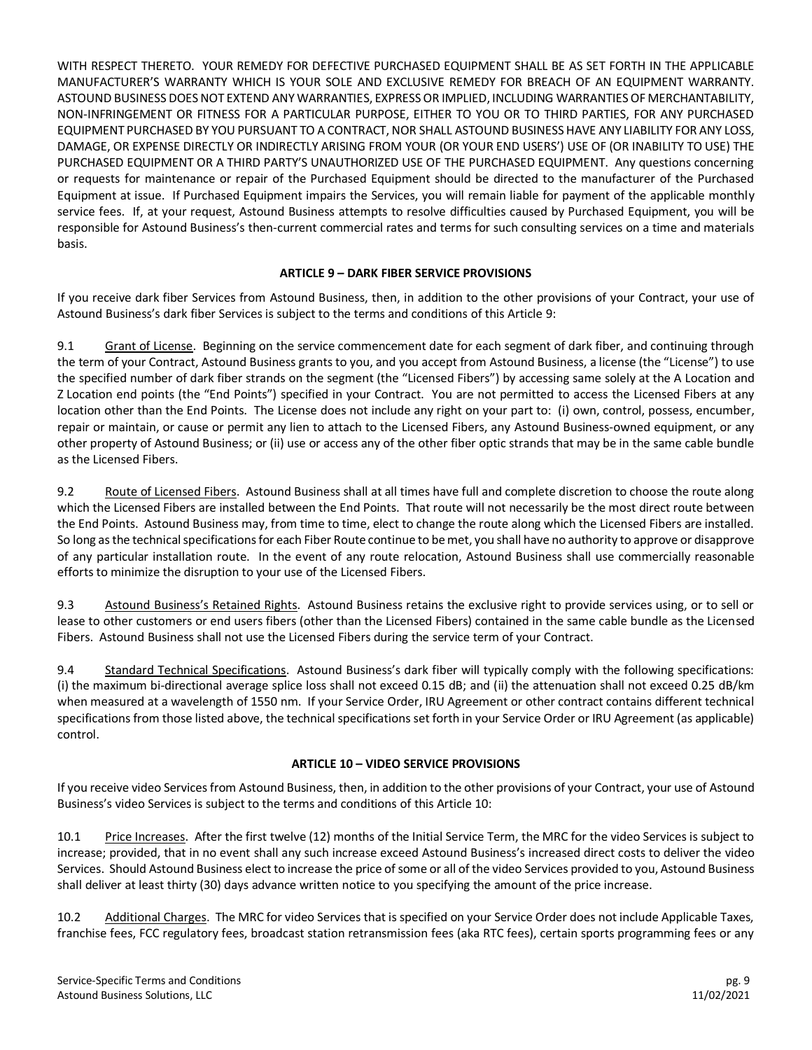WITH RESPECT THERETO. YOUR REMEDY FOR DEFECTIVE PURCHASED EQUIPMENT SHALL BE AS SET FORTH IN THE APPLICABLE MANUFACTURER'S WARRANTY WHICH IS YOUR SOLE AND EXCLUSIVE REMEDY FOR BREACH OF AN EQUIPMENT WARRANTY. ASTOUND BUSINESS DOES NOT EXTEND ANY WARRANTIES, EXPRESS OR IMPLIED, INCLUDING WARRANTIES OF MERCHANTABILITY, NON-INFRINGEMENT OR FITNESS FOR A PARTICULAR PURPOSE, EITHER TO YOU OR TO THIRD PARTIES, FOR ANY PURCHASED EQUIPMENT PURCHASED BY YOU PURSUANT TO A CONTRACT, NOR SHALL ASTOUND BUSINESS HAVE ANY LIABILITY FOR ANY LOSS, DAMAGE, OR EXPENSE DIRECTLY OR INDIRECTLY ARISING FROM YOUR (OR YOUR END USERS') USE OF (OR INABILITY TO USE) THE PURCHASED EQUIPMENT OR A THIRD PARTY'S UNAUTHORIZED USE OF THE PURCHASED EQUIPMENT. Any questions concerning or requests for maintenance or repair of the Purchased Equipment should be directed to the manufacturer of the Purchased Equipment at issue. If Purchased Equipment impairs the Services, you will remain liable for payment of the applicable monthly service fees. If, at your request, Astound Business attempts to resolve difficulties caused by Purchased Equipment, you will be responsible for Astound Business's then-current commercial rates and terms for such consulting services on a time and materials basis.

## ARTICLE 9 – DARK FIBER SERVICE PROVISIONS

If you receive dark fiber Services from Astound Business, then, in addition to the other provisions of your Contract, your use of Astound Business's dark fiber Services is subject to the terms and conditions of this Article 9:

9.1 Grant of License. Beginning on the service commencement date for each segment of dark fiber, and continuing through the term of your Contract, Astound Business grants to you, and you accept from Astound Business, a license (the "License") to use the specified number of dark fiber strands on the segment (the "Licensed Fibers") by accessing same solely at the A Location and Z Location end points (the "End Points") specified in your Contract. You are not permitted to access the Licensed Fibers at any location other than the End Points. The License does not include any right on your part to: (i) own, control, possess, encumber, repair or maintain, or cause or permit any lien to attach to the Licensed Fibers, any Astound Business-owned equipment, or any other property of Astound Business; or (ii) use or access any of the other fiber optic strands that may be in the same cable bundle as the Licensed Fibers.

9.2 Route of Licensed Fibers. Astound Business shall at all times have full and complete discretion to choose the route along which the Licensed Fibers are installed between the End Points. That route will not necessarily be the most direct route between the End Points. Astound Business may, from time to time, elect to change the route along which the Licensed Fibers are installed. So long as the technical specifications for each Fiber Route continue to be met, you shall have no authority to approve or disapprove of any particular installation route. In the event of any route relocation, Astound Business shall use commercially reasonable efforts to minimize the disruption to your use of the Licensed Fibers.

9.3 Astound Business's Retained Rights. Astound Business retains the exclusive right to provide services using, or to sell or lease to other customers or end users fibers (other than the Licensed Fibers) contained in the same cable bundle as the Licensed Fibers. Astound Business shall not use the Licensed Fibers during the service term of your Contract.

9.4 Standard Technical Specifications. Astound Business's dark fiber will typically comply with the following specifications: (i) the maximum bi-directional average splice loss shall not exceed 0.15 dB; and (ii) the attenuation shall not exceed 0.25 dB/km when measured at a wavelength of 1550 nm. If your Service Order, IRU Agreement or other contract contains different technical specifications from those listed above, the technical specifications set forth in your Service Order or IRU Agreement (as applicable) control.

## ARTICLE 10 – VIDEO SERVICE PROVISIONS

If you receive video Services from Astound Business, then, in addition to the other provisions of your Contract, your use of Astound Business's video Services is subject to the terms and conditions of this Article 10:

10.1 Price Increases. After the first twelve (12) months of the Initial Service Term, the MRC for the video Services is subject to increase; provided, that in no event shall any such increase exceed Astound Business's increased direct costs to deliver the video Services. Should Astound Business elect to increase the price of some or all of the video Services provided to you, Astound Business shall deliver at least thirty (30) days advance written notice to you specifying the amount of the price increase.

10.2 Additional Charges. The MRC for video Services that is specified on your Service Order does not include Applicable Taxes, franchise fees, FCC regulatory fees, broadcast station retransmission fees (aka RTC fees), certain sports programming fees or any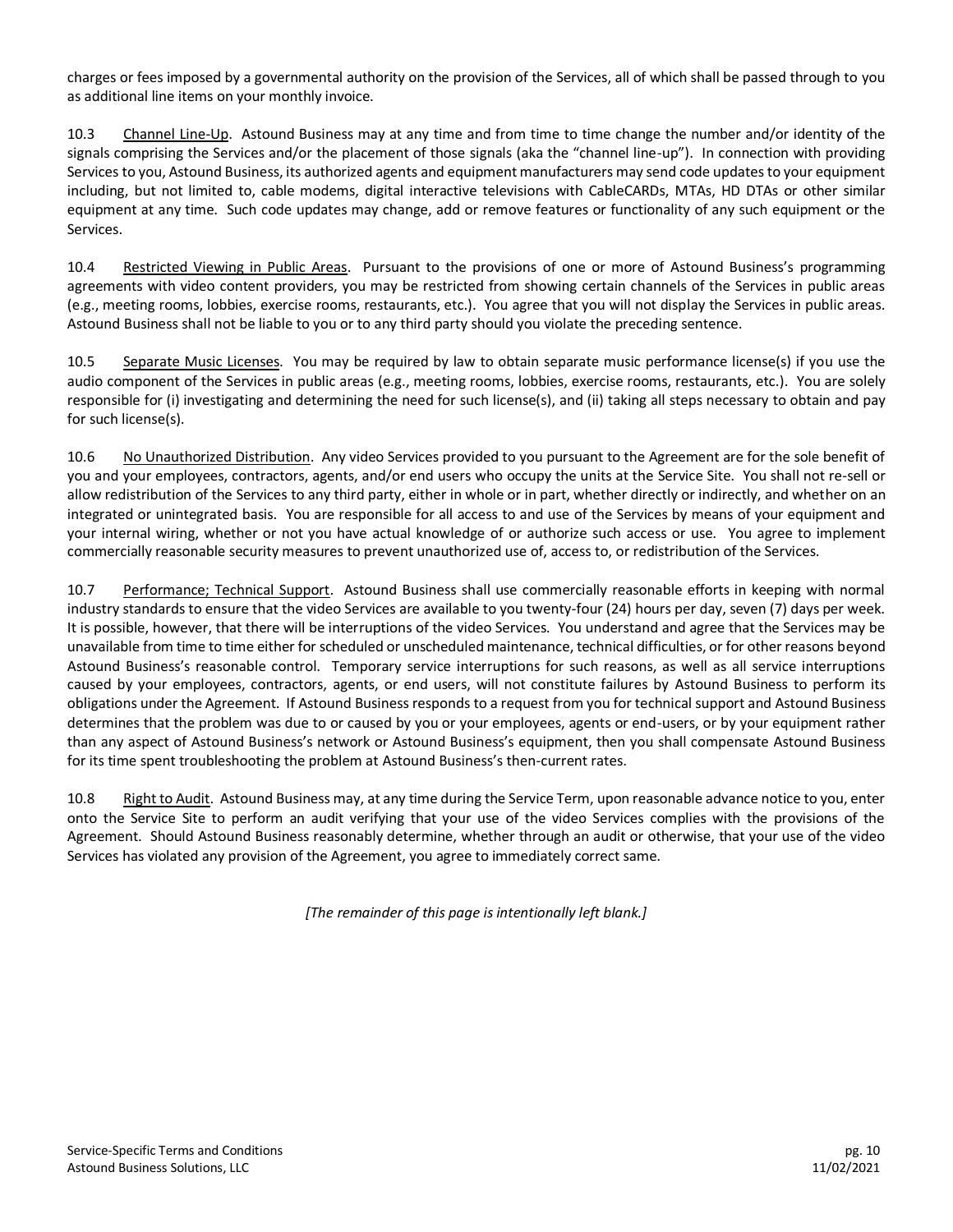charges or fees imposed by a governmental authority on the provision of the Services, all of which shall be passed through to you as additional line items on your monthly invoice.

10.3 Channel Line-Up. Astound Business may at any time and from time to time change the number and/or identity of the signals comprising the Services and/or the placement of those signals (aka the "channel line-up"). In connection with providing Services to you, Astound Business, its authorized agents and equipment manufacturers may send code updates to your equipment including, but not limited to, cable modems, digital interactive televisions with CableCARDs, MTAs, HD DTAs or other similar equipment at any time. Such code updates may change, add or remove features or functionality of any such equipment or the Services.

10.4 Restricted Viewing in Public Areas. Pursuant to the provisions of one or more of Astound Business's programming agreements with video content providers, you may be restricted from showing certain channels of the Services in public areas (e.g., meeting rooms, lobbies, exercise rooms, restaurants, etc.). You agree that you will not display the Services in public areas. Astound Business shall not be liable to you or to any third party should you violate the preceding sentence.

10.5 Separate Music Licenses. You may be required by law to obtain separate music performance license(s) if you use the audio component of the Services in public areas (e.g., meeting rooms, lobbies, exercise rooms, restaurants, etc.). You are solely responsible for (i) investigating and determining the need for such license(s), and (ii) taking all steps necessary to obtain and pay for such license(s).

10.6 No Unauthorized Distribution. Any video Services provided to you pursuant to the Agreement are for the sole benefit of you and your employees, contractors, agents, and/or end users who occupy the units at the Service Site. You shall not re-sell or allow redistribution of the Services to any third party, either in whole or in part, whether directly or indirectly, and whether on an integrated or unintegrated basis. You are responsible for all access to and use of the Services by means of your equipment and your internal wiring, whether or not you have actual knowledge of or authorize such access or use. You agree to implement commercially reasonable security measures to prevent unauthorized use of, access to, or redistribution of the Services.

10.7 Performance; Technical Support. Astound Business shall use commercially reasonable efforts in keeping with normal industry standards to ensure that the video Services are available to you twenty-four (24) hours per day, seven (7) days per week. It is possible, however, that there will be interruptions of the video Services. You understand and agree that the Services may be unavailable from time to time either for scheduled or unscheduled maintenance, technical difficulties, or for other reasons beyond Astound Business's reasonable control. Temporary service interruptions for such reasons, as well as all service interruptions caused by your employees, contractors, agents, or end users, will not constitute failures by Astound Business to perform its obligations under the Agreement. If Astound Business responds to a request from you for technical support and Astound Business determines that the problem was due to or caused by you or your employees, agents or end-users, or by your equipment rather than any aspect of Astound Business's network or Astound Business's equipment, then you shall compensate Astound Business for its time spent troubleshooting the problem at Astound Business's then-current rates.

10.8 Right to Audit. Astound Business may, at any time during the Service Term, upon reasonable advance notice to you, enter onto the Service Site to perform an audit verifying that your use of the video Services complies with the provisions of the Agreement. Should Astound Business reasonably determine, whether through an audit or otherwise, that your use of the video Services has violated any provision of the Agreement, you agree to immediately correct same.

*[The remainder of this page is intentionally left blank.]*